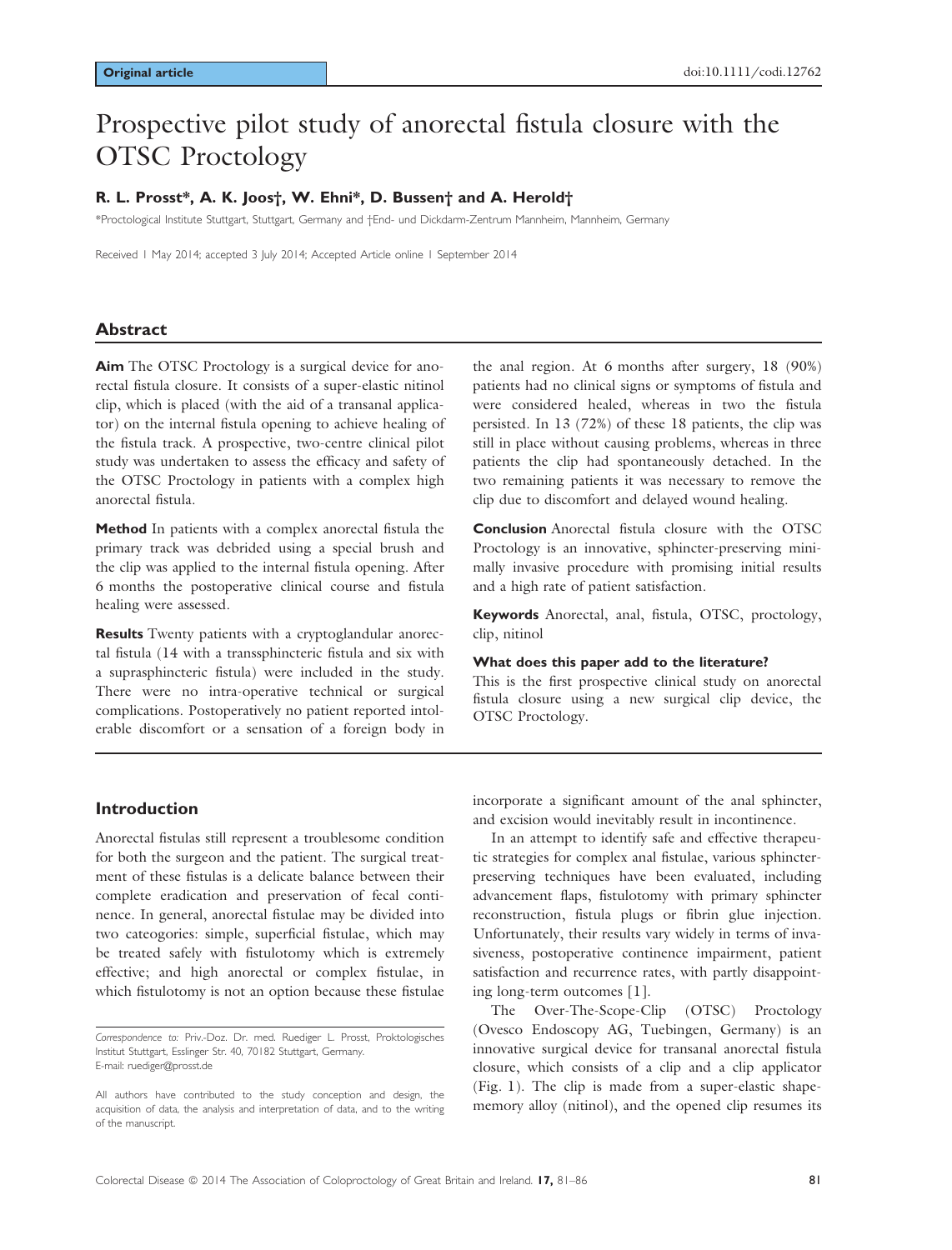**Original article**

doi:10.1111/codi.12762

# Prospective pilot study of anorectal fistula closure with the OTSC Proctology

**R. L. Prosst\*, A. K. Joos†, W. Ehni\*, D. Bussen† and A. Herold†**

\*Proctological Institute Stuttgart, Stuttgart, Germany and †End- und Dickdarm-Zentrum Mannheim, Mannheim, Germany

Received 1 May 2014; accepted 3 July 2014; Accepted Article online 1 September 2014

## Abstract

**Aim** The OTSC Proctology is a surgical device for anorectal fistula closure. It consists of a super-elastic nitinol clip, which is placed (with the aid of a transanal applicator) on the internal fistula opening to achieve healing of the fistula track. A prospective, two-centre clinical pilot study was undertaken to assess the efficacy and safety of the OTSC Proctology in patients with a complex high anorectal fistula.

**Method** In patients with a complex anorectal fistula the primary track was debrided using a special brush and the clip was applied to the internal fistula opening. After 6 months the postoperative clinical course and fistula healing were assessed.

**Results** Twenty patients with a cryptoglandular anorectal fistula (14 with a transsphincteric fistula and six with a suprasphincteric fistula) were included in the study. There were no intra-operative technical or surgical complications. Postoperatively no patient reported intolerable discomfort or a sensation of a foreign body in the anal region. At 6 months after surgery, 18 (90%) patients had no clinical signs or symptoms of fistula and were considered healed, whereas in two the fistula persisted. In 13 (72%) of these 18 patients, the clip was still in place without causing problems, whereas in three patients the clip had spontaneously detached. In the two remaining patients it was necessary to remove the clip due to discomfort and delayed wound healing.

**Conclusion** Anorectal fistula closure with the OTSC Proctology is an innovative, sphincter-preserving minimally invasive procedure with promising initial results and a high rate of patient satisfaction.

**Keywords** Anorectal, anal, fistula, OTSC, proctology, clip, nitinol

**What does this paper add to the literature?**

This is the first prospective clinical study on anorectal fistula closure using a new surgical clip device, the OTSC Proctology.

## Introduction

Anorectal fistulas still represent a troublesome condition for both the surgeon and the patient. The surgical treatment of these fistulas is a delicate balance between their complete eradication and preservation of fecal continence. In general, anorectal fistulae may be divided into two cateogories: simple, superficial fistulae, which may be treated safely with fistulotomy which is extremely effective; and high anorectal or complex fistulae, in which fistulotomy is not an option because these fistulae incorporate a significant amount of the anal sphincter, and excision would inevitably result in incontinence.

In an attempt to identify safe and effective therapeutic strategies for complex anal fistulae, various sphincter-preserving techniques have been evaluated, including advancement flaps, fistulotomy with primary sphincter reconstruction, fistula plugs or fibrin glue injection. Unfortunately, their results vary widely in terms of invasiveness, postoperative continence impairment, patient satisfaction and recurrence rates, with partly disappointing long-term outcomes [1].

The Over-The-Scope-Clip (OTSC) Proctology (Ovesco Endoscopy AG, Tuebingen, Germany) is an innovative surgical device for transanal anorectal fistula closure, which consists of a clip and a clip applicator (Fig. 1). The clip is made from a super-elastic shape-memory alloy (nitinol), and the opened clip resumes its

*Correspondence to:* Priv.-Doz. Dr. med. Ruediger L. Prosst, Proktologisches Institut Stuttgart, Esslinger Str. 40, 70182 Stuttgart, Germany.
E-mail: ruediger@prosst.de

All authors have contributed to the study conception and design, the acquisition of data, the analysis and interpretation of data, and to the writing of the manuscript.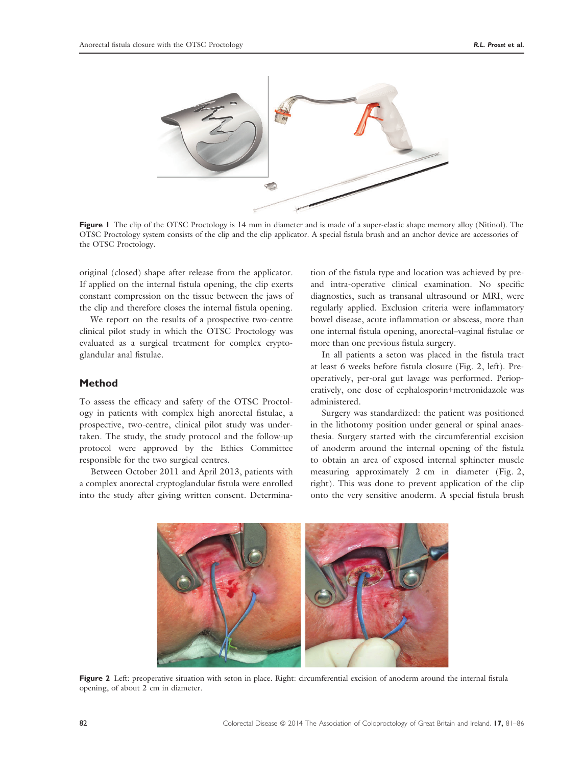Figure 1 The clip of the OTSC Proctology is 14 mm in diameter and is made of a super-elastic shape memory alloy (Nitinol). The OTSC Proctology system consists of the clip and the clip applicator. A special fistula brush and an anchor device are accessories of the OTSC Proctology.

original (closed) shape after release from the applicator. If applied on the internal fistula opening, the clip exerts constant compression on the tissue between the jaws of the clip and therefore closes the internal fistula opening.

We report on the results of a prospective two-centre clinical pilot study in which the OTSC Proctology was evaluated as a surgical treatment for complex cryptoglandular anal fistulae.

## Method

To assess the efficacy and safety of the OTSC Proctology in patients with complex high anorectal fistulae, a prospective, two-centre, clinical pilot study was undertaken. The study, the study protocol and the follow-up protocol were approved by the Ethics Committee responsible for the two surgical centres.

Between October 2011 and April 2013, patients with a complex anorectal cryptoglandular fistula were enrolled into the study after giving written consent. Determination of the fistula type and location was achieved by pre- and intra-operative clinical examination. No specific diagnostics, such as transanal ultrasound or MRI, were regularly applied. Exclusion criteria were inflammatory bowel disease, acute inflammation or abscess, more than one internal fistula opening, anorectal–vaginal fistulae or more than one previous fistula surgery.

In all patients a seton was placed in the fistula tract at least 6 weeks before fistula closure (Fig. 2, left). Preoperatively, per-oral gut lavage was performed. Perioperatively, one dose of cephalosporin+metronidazole was administered.

Surgery was standardized: the patient was positioned in the lithotomy position under general or spinal anaesthesia. Surgery started with the circumferential excision of anoderm around the internal opening of the fistula to obtain an area of exposed internal sphincter muscle measuring approximately 2 cm in diameter (Fig. 2, right). This was done to prevent application of the clip onto the very sensitive anoderm. A special fistula brush

Figure 2 Left: preoperative situation with seton in place. Right: circumferential excision of anoderm around the internal fistula opening, of about 2 cm in diameter.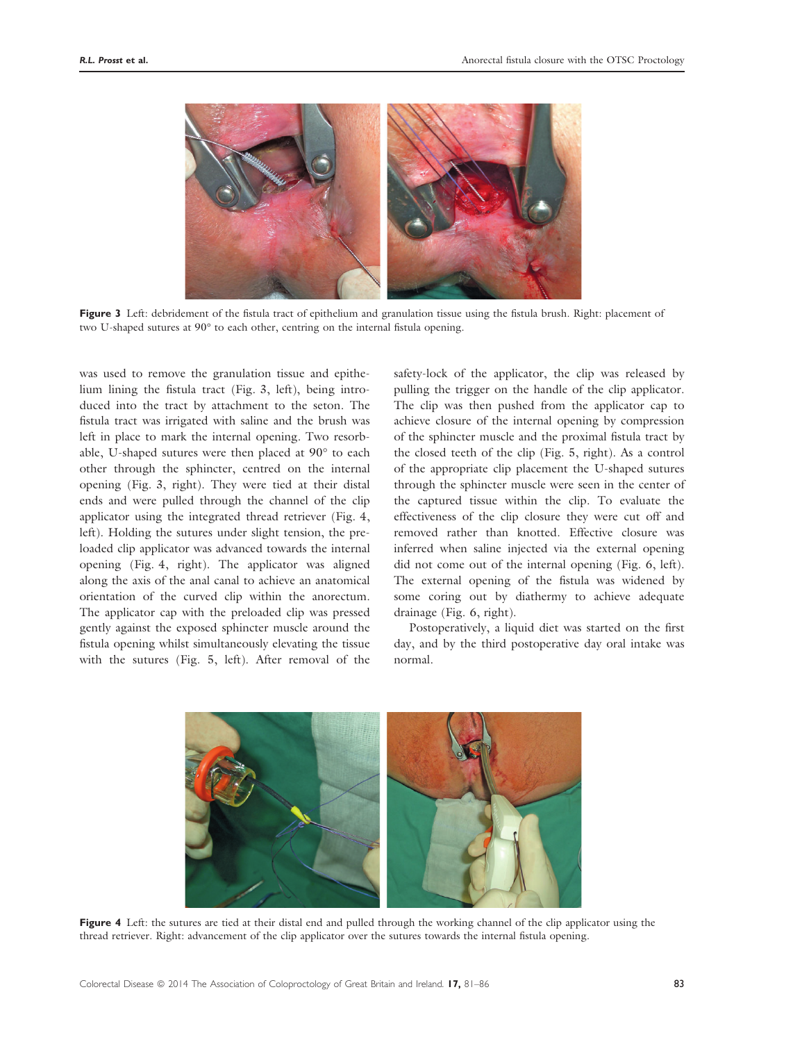Figure 3 Left: debridement of the fistula tract of epithelium and granulation tissue using the fistula brush. Right: placement of two U-shaped sutures at 90° to each other, centring on the internal fistula opening.

was used to remove the granulation tissue and epithelium lining the fistula tract (Fig. 3, left), being introduced into the tract by attachment to the seton. The fistula tract was irrigated with saline and the brush was left in place to mark the internal opening. Two resorbable, U-shaped sutures were then placed at 90° to each other through the sphincter, centred on the internal opening (Fig. 3, right). They were tied at their distal ends and were pulled through the channel of the clip applicator using the integrated thread retriever (Fig. 4, left). Holding the sutures under slight tension, the preloaded clip applicator was advanced towards the internal opening (Fig. 4, right). The applicator was aligned along the axis of the anal canal to achieve an anatomical orientation of the curved clip within the anorectum. The applicator cap with the preloaded clip was pressed gently against the exposed sphincter muscle around the fistula opening whilst simultaneously elevating the tissue with the sutures (Fig. 5, left). After removal of the safety-lock of the applicator, the clip was released by pulling the trigger on the handle of the clip applicator. The clip was then pushed from the applicator cap to achieve closure of the internal opening by compression of the sphincter muscle and the proximal fistula tract by the closed teeth of the clip (Fig. 5, right). As a control of the appropriate clip placement the U-shaped sutures through the sphincter muscle were seen in the center of the captured tissue within the clip. To evaluate the effectiveness of the clip closure they were cut off and removed rather than knotted. Effective closure was inferred when saline injected via the external opening did not come out of the internal opening (Fig. 6, left). The external opening of the fistula was widened by some coring out by diathermy to achieve adequate drainage (Fig. 6, right).

Postoperatively, a liquid diet was started on the first day, and by the third postoperative day oral intake was normal.

Figure 4 Left: the sutures are tied at their distal end and pulled through the working channel of the clip applicator using the thread retriever. Right: advancement of the clip applicator over the sutures towards the internal fistula opening.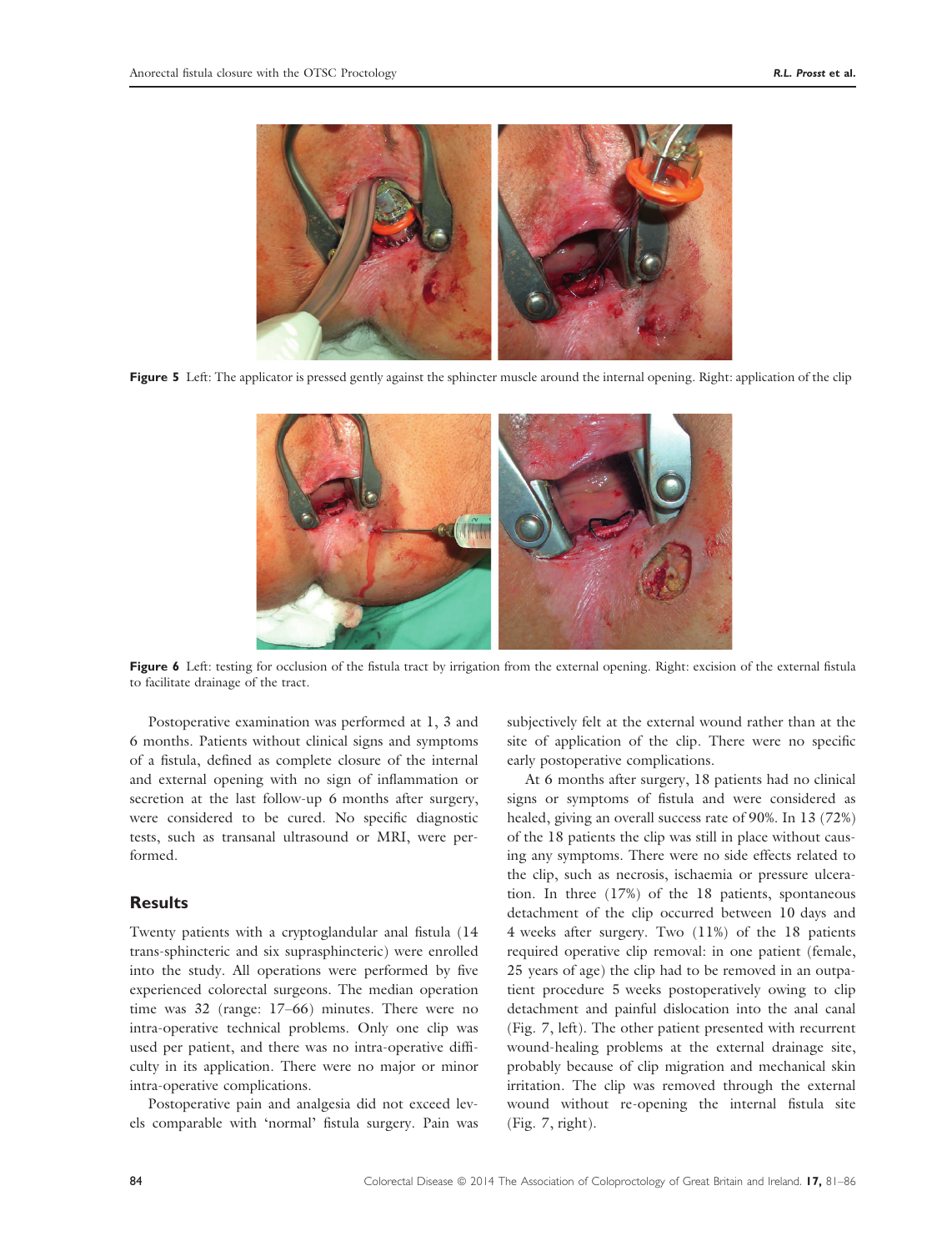**Figure 5** Left: The applicator is pressed gently against the sphincter muscle around the internal opening. Right: application of the clip

**Figure 6** Left: testing for occlusion of the fistula tract by irrigation from the external opening. Right: excision of the external fistula to facilitate drainage of the tract.

Postoperative examination was performed at 1, 3 and 6 months. Patients without clinical signs and symptoms of a fistula, defined as complete closure of the internal and external opening with no sign of inflammation or secretion at the last follow-up 6 months after surgery, were considered to be cured. No specific diagnostic tests, such as transanal ultrasound or MRI, were performed.

## Results

Twenty patients with a cryptoglandular anal fistula (14 trans-sphincteric and six suprasphincteric) were enrolled into the study. All operations were performed by five experienced colorectal surgeons. The median operation time was 32 (range: 17–66) minutes. There were no intra-operative technical problems. Only one clip was used per patient, and there was no intra-operative difficulty in its application. There were no major or minor intra-operative complications.

Postoperative pain and analgesia did not exceed levels comparable with 'normal' fistula surgery. Pain was subjectively felt at the external wound rather than at the site of application of the clip. There were no specific early postoperative complications.

At 6 months after surgery, 18 patients had no clinical signs or symptoms of fistula and were considered as healed, giving an overall success rate of 90%. In 13 (72%) of the 18 patients the clip was still in place without causing any symptoms. There were no side effects related to the clip, such as necrosis, ischaemia or pressure ulceration. In three (17%) of the 18 patients, spontaneous detachment of the clip occurred between 10 days and 4 weeks after surgery. Two (11%) of the 18 patients required operative clip removal: in one patient (female, 25 years of age) the clip had to be removed in an outpatient procedure 5 weeks postoperatively owing to clip detachment and painful dislocation into the anal canal (Fig. 7, left). The other patient presented with recurrent wound-healing problems at the external drainage site, probably because of clip migration and mechanical skin irritation. The clip was removed through the external wound without re-opening the internal fistula site (Fig. 7, right).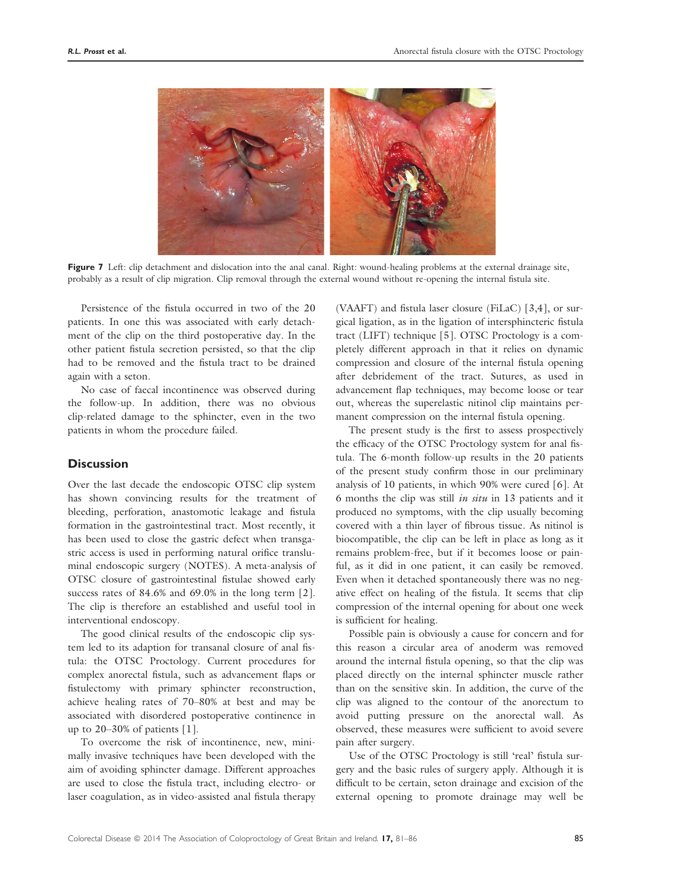**Figure 7** Left: clip detachment and dislocation into the anal canal. Right: wound-healing problems at the external drainage site, probably as a result of clip migration. Clip removal through the external wound without re-opening the internal fistula site.

Persistence of the fistula occurred in two of the 20 patients. In one this was associated with early detachment of the clip on the third postoperative day. In the other patient fistula secretion persisted, so that the clip had to be removed and the fistula tract to be drained again with a seton.

No case of faecal incontinence was observed during the follow-up. In addition, there was no obvious clip-related damage to the sphincter, even in the two patients in whom the procedure failed.

## Discussion

Over the last decade the endoscopic OTSC clip system has shown convincing results for the treatment of bleeding, perforation, anastomotic leakage and fistula formation in the gastrointestinal tract. Most recently, it has been used to close the gastric defect when transgastric access is used in performing natural orifice transluminal endoscopic surgery (NOTES). A meta-analysis of OTSC closure of gastrointestinal fistulae showed early success rates of 84.6% and 69.0% in the long term [2]. The clip is therefore an established and useful tool in interventional endoscopy.

The good clinical results of the endoscopic clip system led to its adaption for transanal closure of anal fistula: the OTSC Proctology. Current procedures for complex anorectal fistula, such as advancement flaps or fistulectomy with primary sphincter reconstruction, achieve healing rates of 70–80% at best and may be associated with disordered postoperative continence in up to 20–30% of patients [1].

To overcome the risk of incontinence, new, minimally invasive techniques have been developed with the aim of avoiding sphincter damage. Different approaches are used to close the fistula tract, including electro- or laser coagulation, as in video-assisted anal fistula therapy (VAAFT) and fistula laser closure (FiLaC) [3,4], or surgical ligation, as in the ligation of intersphincteric fistula tract (LIFT) technique [5]. OTSC Proctology is a completely different approach in that it relies on dynamic compression and closure of the internal fistula opening after debridement of the tract. Sutures, as used in advancement flap techniques, may become loose or tear out, whereas the superelastic nitinol clip maintains permanent compression on the internal fistula opening.

The present study is the first to assess prospectively the efficacy of the OTSC Proctology system for anal fistula. The 6-month follow-up results in the 20 patients of the present study confirm those in our preliminary analysis of 10 patients, in which 90% were cured [6]. At 6 months the clip was still *in situ* in 13 patients and it produced no symptoms, with the clip usually becoming covered with a thin layer of fibrous tissue. As nitinol is biocompatible, the clip can be left in place as long as it remains problem-free, but if it becomes loose or painful, as it did in one patient, it can easily be removed. Even when it detached spontaneously there was no negative effect on healing of the fistula. It seems that clip compression of the internal opening for about one week is sufficient for healing.

Possible pain is obviously a cause for concern and for this reason a circular area of anoderm was removed around the internal fistula opening, so that the clip was placed directly on the internal sphincter muscle rather than on the sensitive skin. In addition, the curve of the clip was aligned to the contour of the anorectum to avoid putting pressure on the anorectal wall. As observed, these measures were sufficient to avoid severe pain after surgery.

Use of the OTSC Proctology is still 'real' fistula surgery and the basic rules of surgery apply. Although it is difficult to be certain, seton drainage and excision of the external opening to promote drainage may well be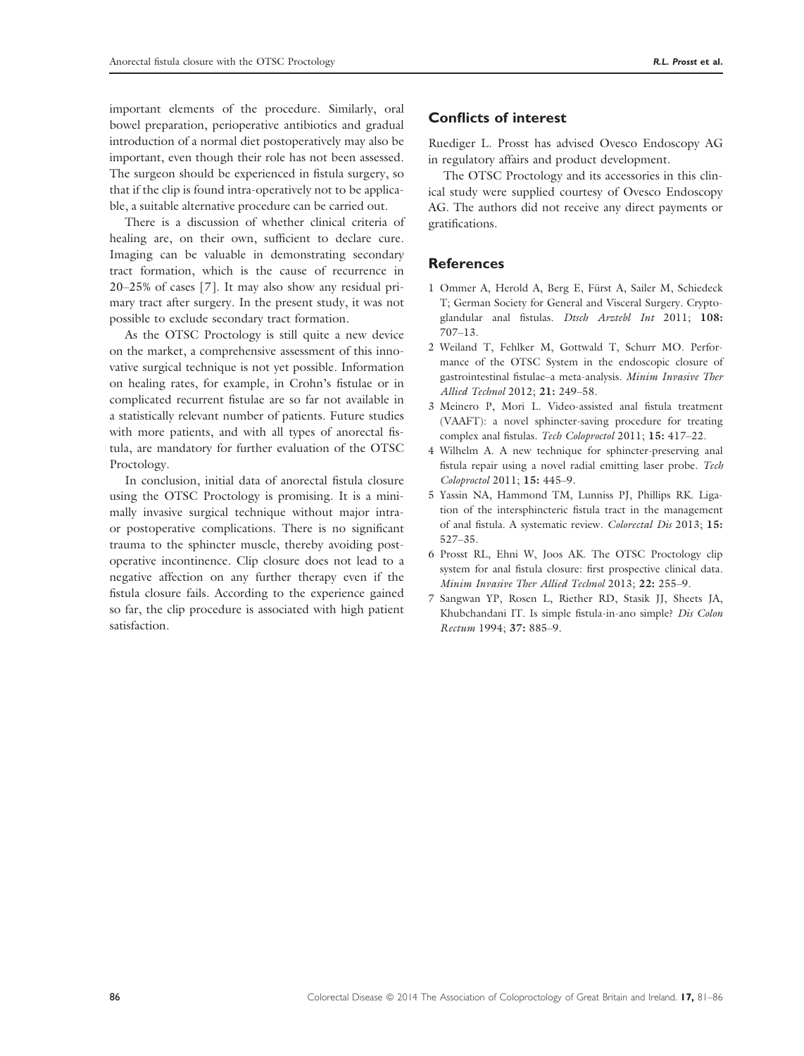important elements of the procedure. Similarly, oral bowel preparation, perioperative antibiotics and gradual introduction of a normal diet postoperatively may also be important, even though their role has not been assessed. The surgeon should be experienced in fistula surgery, so that if the clip is found intra-operatively not to be applicable, a suitable alternative procedure can be carried out.

There is a discussion of whether clinical criteria of healing are, on their own, sufficient to declare cure. Imaging can be valuable in demonstrating secondary tract formation, which is the cause of recurrence in 20–25% of cases [7]. It may also show any residual primary tract after surgery. In the present study, it was not possible to exclude secondary tract formation.

As the OTSC Proctology is still quite a new device on the market, a comprehensive assessment of this innovative surgical technique is not yet possible. Information on healing rates, for example, in Crohn's fistulae or in complicated recurrent fistulae are so far not available in a statistically relevant number of patients. Future studies with more patients, and with all types of anorectal fistula, are mandatory for further evaluation of the OTSC Proctology.

In conclusion, initial data of anorectal fistula closure using the OTSC Proctology is promising. It is a minimally invasive surgical technique without major intra- or postoperative complications. There is no significant trauma to the sphincter muscle, thereby avoiding postoperative incontinence. Clip closure does not lead to a negative affection on any further therapy even if the fistula closure fails. According to the experience gained so far, the clip procedure is associated with high patient satisfaction.

## Conflicts of interest

Ruediger L. Prosst has advised Ovesco Endoscopy AG in regulatory affairs and product development.

The OTSC Proctology and its accessories in this clinical study were supplied courtesy of Ovesco Endoscopy AG. The authors did not receive any direct payments or gratifications.

## References

1 Ommer A, Herold A, Berg E, Fürst A, Sailer M, Schiedeck T; German Society for General and Visceral Surgery. Cryptoglandular anal fistulas. *Dtsch Arztebl Int* 2011; **108:** 707–13.

2 Weiland T, Fehlker M, Gottwald T, Schurr MO. Performance of the OTSC System in the endoscopic closure of gastrointestinal fistulae–a meta-analysis. *Minim Invasive Ther Allied Technol* 2012; **21:** 249–58.

3 Meinero P, Mori L. Video-assisted anal fistula treatment (VAAFT): a novel sphincter-saving procedure for treating complex anal fistulas. *Tech Coloproctol* 2011; **15:** 417–22.

4 Wilhelm A. A new technique for sphincter-preserving anal fistula repair using a novel radial emitting laser probe. *Tech Coloproctol* 2011; **15:** 445–9.

5 Yassin NA, Hammond TM, Lunniss PJ, Phillips RK. Ligation of the intersphincteric fistula tract in the management of anal fistula. A systematic review. *Colorectal Dis* 2013; **15:** 527–35.

6 Prosst RL, Ehni W, Joos AK. The OTSC Proctology clip system for anal fistula closure: first prospective clinical data. *Minim Invasive Ther Allied Technol* 2013; **22:** 255–9.

7 Sangwan YP, Rosen L, Riether RD, Stasik JJ, Sheets JA, Khubchandani IT. Is simple fistula-in-ano simple? *Dis Colon Rectum* 1994; **37:** 885–9.